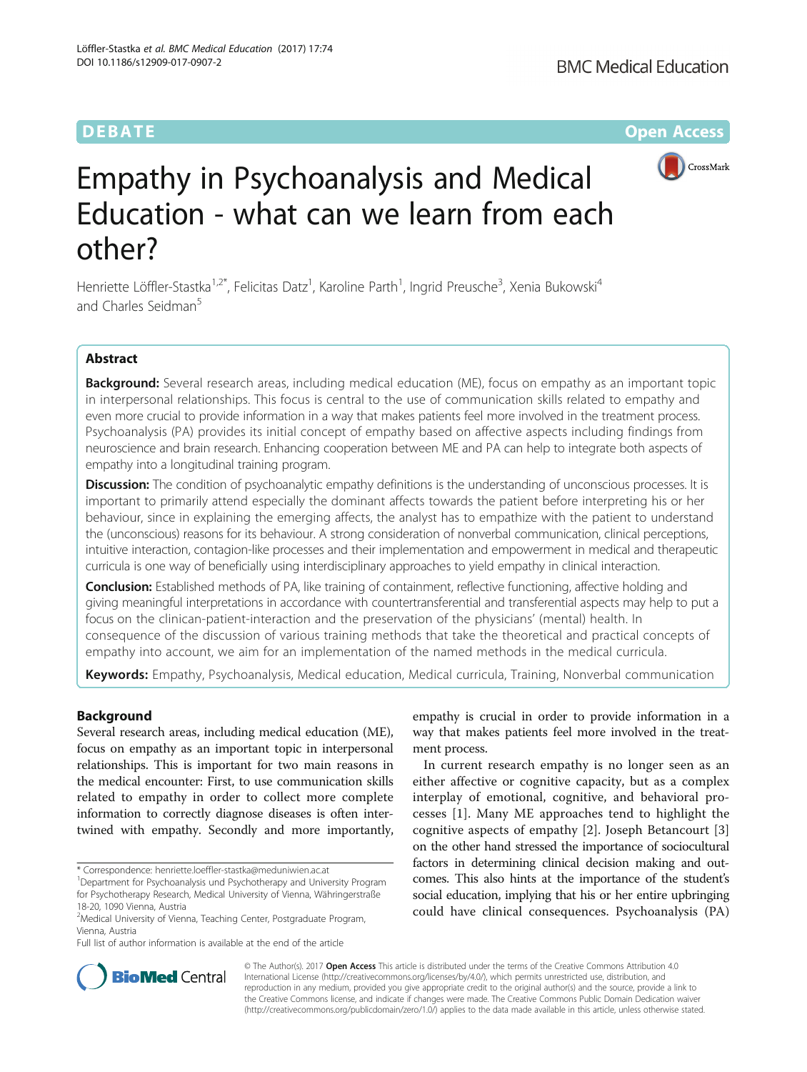DEBATE Open Access

# Empathy in Psychoanalysis and Medical Education - what can we learn from each other?

Henriette Löffler-Stastka[1,2*], Felicitas Datz[1], Karoline Parth[1], Ingrid Preusche[3], Xenia Bukowski[4] and Charles Seidman[5]

## Abstract

**Background:** Several research areas, including medical education (ME), focus on empathy as an important topic in interpersonal relationships. This focus is central to the use of communication skills related to empathy and even more crucial to provide information in a way that makes patients feel more involved in the treatment process. Psychoanalysis (PA) provides its initial concept of empathy based on affective aspects including findings from neuroscience and brain research. Enhancing cooperation between ME and PA can help to integrate both aspects of empathy into a longitudinal training program.

**Discussion:** The condition of psychoanalytic empathy definitions is the understanding of unconscious processes. It is important to primarily attend especially the dominant affects towards the patient before interpreting his or her behaviour, since in explaining the emerging affects, the analyst has to empathize with the patient to understand the (unconscious) reasons for its behaviour. A strong consideration of nonverbal communication, clinical perceptions, intuitive interaction, contagion-like processes and their implementation and empowerment in medical and therapeutic curricula is one way of beneficially using interdisciplinary approaches to yield empathy in clinical interaction.

**Conclusion:** Established methods of PA, like training of containment, reflective functioning, affective holding and giving meaningful interpretations in accordance with countertransferential and transferential aspects may help to put a focus on the clinican-patient-interaction and the preservation of the physicians' (mental) health. In consequence of the discussion of various training methods that take the theoretical and practical concepts of empathy into account, we aim for an implementation of the named methods in the medical curricula.

**Keywords:** Empathy, Psychoanalysis, Medical education, Medical curricula, Training, Nonverbal communication

## Background

Several research areas, including medical education (ME), focus on empathy as an important topic in interpersonal relationships. This is important for two main reasons in the medical encounter: First, to use communication skills related to empathy in order to collect more complete information to correctly diagnose diseases is often intertwined with empathy. Secondly and more importantly, empathy is crucial in order to provide information in a way that makes patients feel more involved in the treatment process.

In current research empathy is no longer seen as an either affective or cognitive capacity, but as a complex interplay of emotional, cognitive, and behavioral processes [1]. Many ME approaches tend to highlight the cognitive aspects of empathy [2]. Joseph Betancourt [3] on the other hand stressed the importance of sociocultural factors in determining clinical decision making and outcomes. This also hints at the importance of the student's social education, implying that his or her entire upbringing could have clinical consequences. Psychoanalysis (PA)

\* Correspondence: henriette.loeffler-stastka@meduniwien.ac.at
[1]Department for Psychoanalysis und Psychotherapy and University Program for Psychotherapy Research, Medical University of Vienna, Währingerstraße 18-20, 1090 Vienna, Austria
[2]Medical University of Vienna, Teaching Center, Postgraduate Program, Vienna, Austria
Full list of author information is available at the end of the article

© The Author(s). 2017 **Open Access** This article is distributed under the terms of the Creative Commons Attribution 4.0 International License (http://creativecommons.org/licenses/by/4.0/), which permits unrestricted use, distribution, and reproduction in any medium, provided you give appropriate credit to the original author(s) and the source, provide a link to the Creative Commons license, and indicate if changes were made. The Creative Commons Public Domain Dedication waiver (http://creativecommons.org/publicdomain/zero/1.0/) applies to the data made available in this article, unless otherwise stated.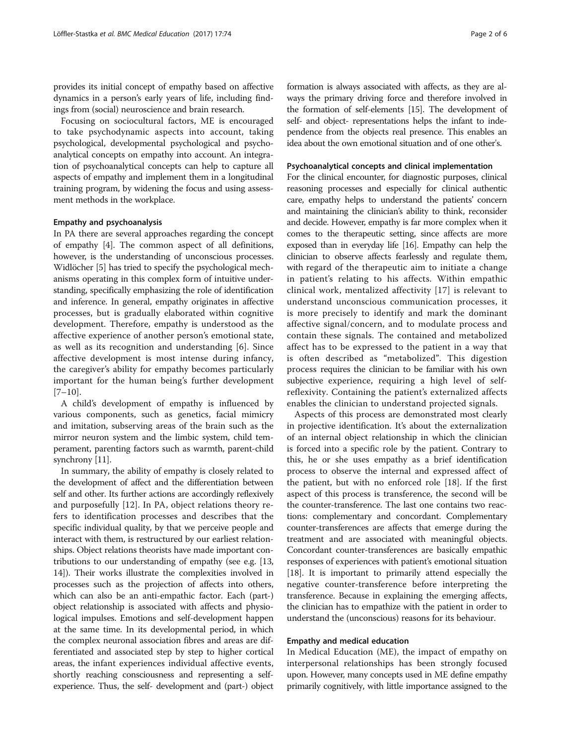provides its initial concept of empathy based on affective dynamics in a person's early years of life, including findings from (social) neuroscience and brain research.

Focusing on sociocultural factors, ME is encouraged to take psychodynamic aspects into account, taking psychological, developmental psychological and psychoanalytical concepts on empathy into account. An integration of psychoanalytical concepts can help to capture all aspects of empathy and implement them in a longitudinal training program, by widening the focus and using assessment methods in the workplace.

### Empathy and psychoanalysis

In PA there are several approaches regarding the concept of empathy [4]. The common aspect of all definitions, however, is the understanding of unconscious processes. Widlöcher [5] has tried to specify the psychological mechanisms operating in this complex form of intuitive understanding, specifically emphasizing the role of identification and inference. In general, empathy originates in affective processes, but is gradually elaborated within cognitive development. Therefore, empathy is understood as the affective experience of another person's emotional state, as well as its recognition and understanding [6]. Since affective development is most intense during infancy, the caregiver's ability for empathy becomes particularly important for the human being's further development [7–10].

A child's development of empathy is influenced by various components, such as genetics, facial mimicry and imitation, subserving areas of the brain such as the mirror neuron system and the limbic system, child temperament, parenting factors such as warmth, parent-child synchrony [11].

In summary, the ability of empathy is closely related to the development of affect and the differentiation between self and other. Its further actions are accordingly reflexively and purposefully [12]. In PA, object relations theory refers to identification processes and describes that the specific individual quality, by that we perceive people and interact with them, is restructured by our earliest relationships. Object relations theorists have made important contributions to our understanding of empathy (see e.g. [13, 14]). Their works illustrate the complexities involved in processes such as the projection of affects into others, which can also be an anti-empathic factor. Each (part-) object relationship is associated with affects and physiological impulses. Emotions and self-development happen at the same time. In its developmental period, in which the complex neuronal association fibres and areas are differentiated and associated step by step to higher cortical areas, the infant experiences individual affective events, shortly reaching consciousness and representing a self-experience. Thus, the self- development and (part-) object formation is always associated with affects, as they are always the primary driving force and therefore involved in the formation of self-elements [15]. The development of self- and object- representations helps the infant to independence from the objects real presence. This enables an idea about the own emotional situation and of one other's.

### Psychoanalytical concepts and clinical implementation

For the clinical encounter, for diagnostic purposes, clinical reasoning processes and especially for clinical authentic care, empathy helps to understand the patients' concern and maintaining the clinician's ability to think, reconsider and decide. However, empathy is far more complex when it comes to the therapeutic setting, since affects are more exposed than in everyday life [16]. Empathy can help the clinician to observe affects fearlessly and regulate them, with regard of the therapeutic aim to initiate a change in patient's relating to his affects. Within empathic clinical work, mentalized affectivity [17] is relevant to understand unconscious communication processes, it is more precisely to identify and mark the dominant affective signal/concern, and to modulate process and contain these signals. The contained and metabolized affect has to be expressed to the patient in a way that is often described as "metabolized". This digestion process requires the clinician to be familiar with his own subjective experience, requiring a high level of self-reflexivity. Containing the patient's externalized affects enables the clinician to understand projected signals.

Aspects of this process are demonstrated most clearly in projective identification. It's about the externalization of an internal object relationship in which the clinician is forced into a specific role by the patient. Contrary to this, he or she uses empathy as a brief identification process to observe the internal and expressed affect of the patient, but with no enforced role [18]. If the first aspect of this process is transference, the second will be the counter-transference. The last one contains two reactions: complementary and concordant. Complementary counter-transferences are affects that emerge during the treatment and are associated with meaningful objects. Concordant counter-transferences are basically empathic responses of experiences with patient's emotional situation [18]. It is important to primarily attend especially the negative counter-transference before interpreting the transference. Because in explaining the emerging affects, the clinician has to empathize with the patient in order to understand the (unconscious) reasons for its behaviour.

### Empathy and medical education

In Medical Education (ME), the impact of empathy on interpersonal relationships has been strongly focused upon. However, many concepts used in ME define empathy primarily cognitively, with little importance assigned to the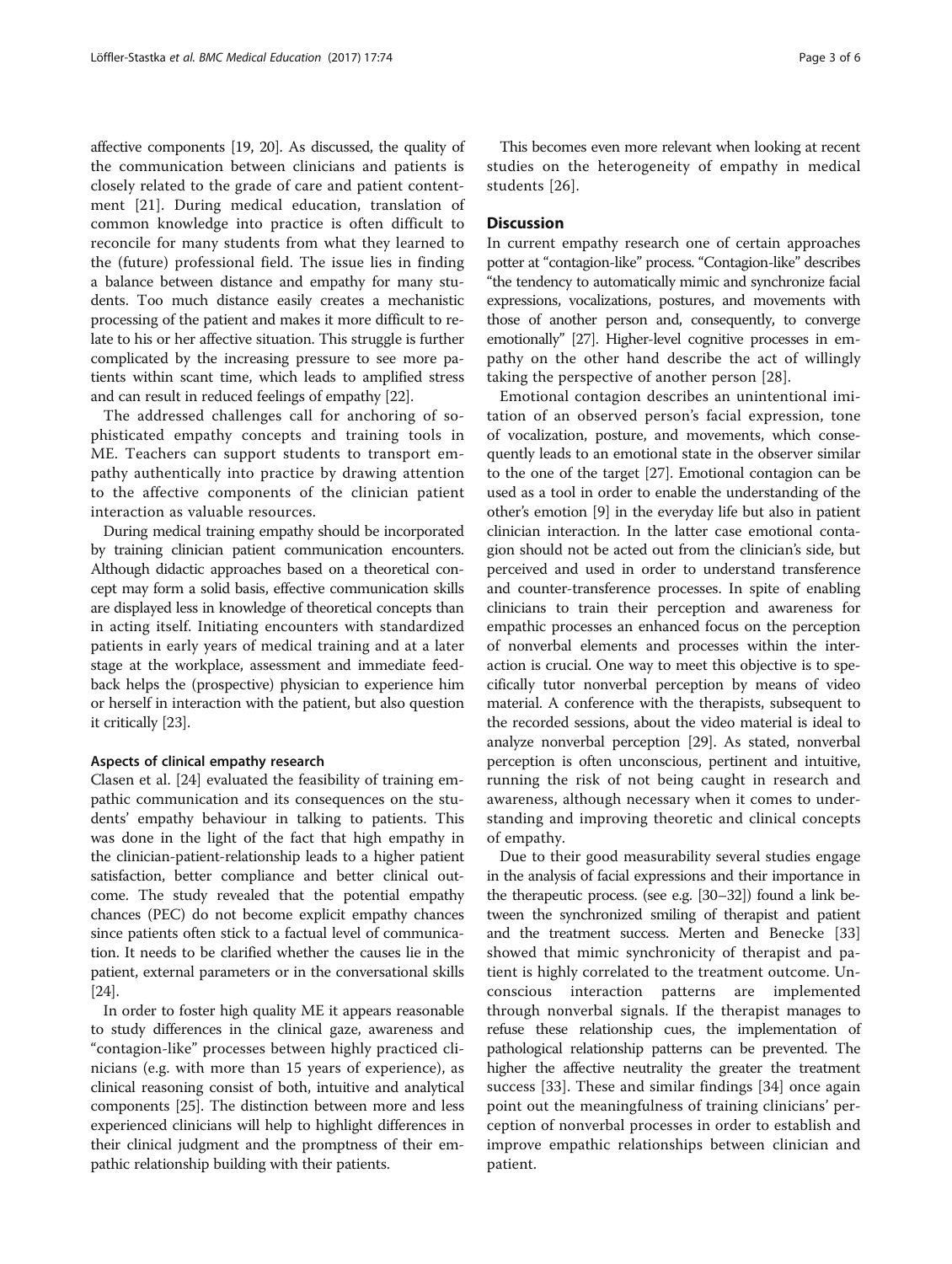affective components [19, 20]. As discussed, the quality of the communication between clinicians and patients is closely related to the grade of care and patient contentment [21]. During medical education, translation of common knowledge into practice is often difficult to reconcile for many students from what they learned to the (future) professional field. The issue lies in finding a balance between distance and empathy for many students. Too much distance easily creates a mechanistic processing of the patient and makes it more difficult to relate to his or her affective situation. This struggle is further complicated by the increasing pressure to see more patients within scant time, which leads to amplified stress and can result in reduced feelings of empathy [22].

The addressed challenges call for anchoring of sophisticated empathy concepts and training tools in ME. Teachers can support students to transport empathy authentically into practice by drawing attention to the affective components of the clinician patient interaction as valuable resources.

During medical training empathy should be incorporated by training clinician patient communication encounters. Although didactic approaches based on a theoretical concept may form a solid basis, effective communication skills are displayed less in knowledge of theoretical concepts than in acting itself. Initiating encounters with standardized patients in early years of medical training and at a later stage at the workplace, assessment and immediate feedback helps the (prospective) physician to experience him or herself in interaction with the patient, but also question it critically [23].

### Aspects of clinical empathy research

Clasen et al. [24] evaluated the feasibility of training empathic communication and its consequences on the students' empathy behaviour in talking to patients. This was done in the light of the fact that high empathy in the clinician-patient-relationship leads to a higher patient satisfaction, better compliance and better clinical outcome. The study revealed that the potential empathy chances (PEC) do not become explicit empathy chances since patients often stick to a factual level of communication. It needs to be clarified whether the causes lie in the patient, external parameters or in the conversational skills [24].

In order to foster high quality ME it appears reasonable to study differences in the clinical gaze, awareness and "contagion-like" processes between highly practiced clinicians (e.g. with more than 15 years of experience), as clinical reasoning consist of both, intuitive and analytical components [25]. The distinction between more and less experienced clinicians will help to highlight differences in their clinical judgment and the promptness of their empathic relationship building with their patients.

This becomes even more relevant when looking at recent studies on the heterogeneity of empathy in medical students [26].

## Discussion

In current empathy research one of certain approaches potter at "contagion-like" process. "Contagion-like" describes "the tendency to automatically mimic and synchronize facial expressions, vocalizations, postures, and movements with those of another person and, consequently, to converge emotionally" [27]. Higher-level cognitive processes in empathy on the other hand describe the act of willingly taking the perspective of another person [28].

Emotional contagion describes an unintentional imitation of an observed person's facial expression, tone of vocalization, posture, and movements, which consequently leads to an emotional state in the observer similar to the one of the target [27]. Emotional contagion can be used as a tool in order to enable the understanding of the other's emotion [9] in the everyday life but also in patient clinician interaction. In the latter case emotional contagion should not be acted out from the clinician's side, but perceived and used in order to understand transference and counter-transference processes. In spite of enabling clinicians to train their perception and awareness for empathic processes an enhanced focus on the perception of nonverbal elements and processes within the interaction is crucial. One way to meet this objective is to specifically tutor nonverbal perception by means of video material. A conference with the therapists, subsequent to the recorded sessions, about the video material is ideal to analyze nonverbal perception [29]. As stated, nonverbal perception is often unconscious, pertinent and intuitive, running the risk of not being caught in research and awareness, although necessary when it comes to understanding and improving theoretic and clinical concepts of empathy.

Due to their good measurability several studies engage in the analysis of facial expressions and their importance in the therapeutic process. (see e.g. [30–32]) found a link between the synchronized smiling of therapist and patient and the treatment success. Merten and Benecke [33] showed that mimic synchronicity of therapist and patient is highly correlated to the treatment outcome. Unconscious interaction patterns are implemented through nonverbal signals. If the therapist manages to refuse these relationship cues, the implementation of pathological relationship patterns can be prevented. The higher the affective neutrality the greater the treatment success [33]. These and similar findings [34] once again point out the meaningfulness of training clinicians' perception of nonverbal processes in order to establish and improve empathic relationships between clinician and patient.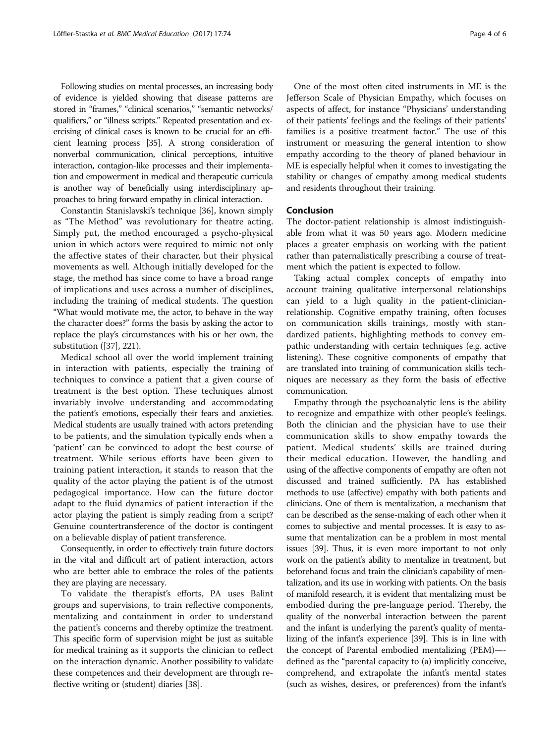Following studies on mental processes, an increasing body of evidence is yielded showing that disease patterns are stored in "frames," "clinical scenarios," "semantic networks/ qualifiers," or "illness scripts." Repeated presentation and exercising of clinical cases is known to be crucial for an efficient learning process [35]. A strong consideration of nonverbal communication, clinical perceptions, intuitive interaction, contagion-like processes and their implementation and empowerment in medical and therapeutic curricula is another way of beneficially using interdisciplinary approaches to bring forward empathy in clinical interaction.

Constantin Stanislavski's technique [36], known simply as "The Method" was revolutionary for theatre acting. Simply put, the method encouraged a psycho-physical union in which actors were required to mimic not only the affective states of their character, but their physical movements as well. Although initially developed for the stage, the method has since come to have a broad range of implications and uses across a number of disciplines, including the training of medical students. The question "What would motivate me, the actor, to behave in the way the character does?" forms the basis by asking the actor to replace the play's circumstances with his or her own, the substitution ([37], 221).

Medical school all over the world implement training in interaction with patients, especially the training of techniques to convince a patient that a given course of treatment is the best option. These techniques almost invariably involve understanding and accommodating the patient's emotions, especially their fears and anxieties. Medical students are usually trained with actors pretending to be patients, and the simulation typically ends when a 'patient' can be convinced to adopt the best course of treatment. While serious efforts have been given to training patient interaction, it stands to reason that the quality of the actor playing the patient is of the utmost pedagogical importance. How can the future doctor adapt to the fluid dynamics of patient interaction if the actor playing the patient is simply reading from a script? Genuine countertransference of the doctor is contingent on a believable display of patient transference.

Consequently, in order to effectively train future doctors in the vital and difficult art of patient interaction, actors who are better able to embrace the roles of the patients they are playing are necessary.

To validate the therapist's efforts, PA uses Balint groups and supervisions, to train reflective components, mentalizing and containment in order to understand the patient's concerns and thereby optimize the treatment. This specific form of supervision might be just as suitable for medical training as it supports the clinician to reflect on the interaction dynamic. Another possibility to validate these competences and their development are through reflective writing or (student) diaries [38].

One of the most often cited instruments in ME is the Jefferson Scale of Physician Empathy, which focuses on aspects of affect, for instance "Physicians' understanding of their patients' feelings and the feelings of their patients' families is a positive treatment factor." The use of this instrument or measuring the general intention to show empathy according to the theory of planed behaviour in ME is especially helpful when it comes to investigating the stability or changes of empathy among medical students and residents throughout their training.

## Conclusion

The doctor-patient relationship is almost indistinguishable from what it was 50 years ago. Modern medicine places a greater emphasis on working with the patient rather than paternalistically prescribing a course of treatment which the patient is expected to follow.

Taking actual complex concepts of empathy into account training qualitative interpersonal relationships can yield to a high quality in the patient-clinician-relationship. Cognitive empathy training, often focuses on communication skills trainings, mostly with standardized patients, highlighting methods to convey empathic understanding with certain techniques (e.g. active listening). These cognitive components of empathy that are translated into training of communication skills techniques are necessary as they form the basis of effective communication.

Empathy through the psychoanalytic lens is the ability to recognize and empathize with other people's feelings. Both the clinician and the physician have to use their communication skills to show empathy towards the patient. Medical students' skills are trained during their medical education. However, the handling and using of the affective components of empathy are often not discussed and trained sufficiently. PA has established methods to use (affective) empathy with both patients and clinicians. One of them is mentalization, a mechanism that can be described as the sense-making of each other when it comes to subjective and mental processes. It is easy to assume that mentalization can be a problem in most mental issues [39]. Thus, it is even more important to not only work on the patient's ability to mentalize in treatment, but beforehand focus and train the clinician's capability of mentalization, and its use in working with patients. On the basis of manifold research, it is evident that mentalizing must be embodied during the pre-language period. Thereby, the quality of the nonverbal interaction between the parent and the infant is underlying the parent's quality of mentalizing of the infant's experience [39]. This is in line with the concept of Parental embodied mentalizing (PEM)—-defined as the "parental capacity to (a) implicitly conceive, comprehend, and extrapolate the infant's mental states (such as wishes, desires, or preferences) from the infant's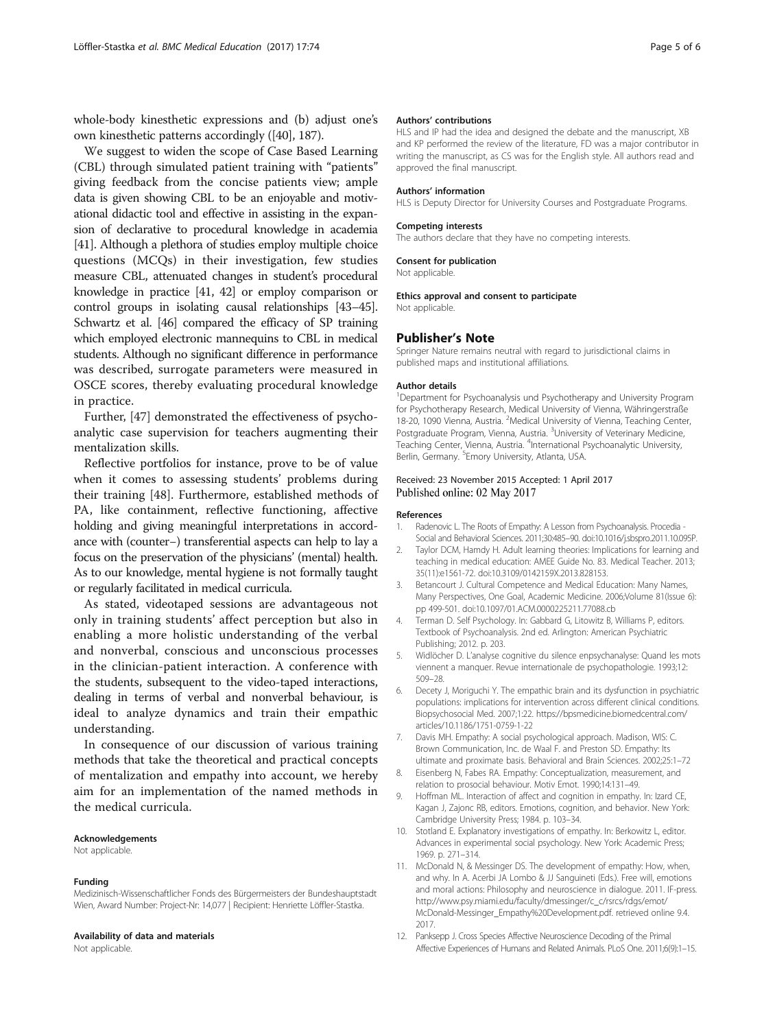whole-body kinesthetic expressions and (b) adjust one's own kinesthetic patterns accordingly ([40], 187).

We suggest to widen the scope of Case Based Learning (CBL) through simulated patient training with "patients" giving feedback from the concise patients view; ample data is given showing CBL to be an enjoyable and motivational didactic tool and effective in assisting in the expansion of declarative to procedural knowledge in academia [41]. Although a plethora of studies employ multiple choice questions (MCQs) in their investigation, few studies measure CBL, attenuated changes in student's procedural knowledge in practice [41, 42] or employ comparison or control groups in isolating causal relationships [43–45]. Schwartz et al. [46] compared the efficacy of SP training which employed electronic mannequins to CBL in medical students. Although no significant difference in performance was described, surrogate parameters were measured in OSCE scores, thereby evaluating procedural knowledge in practice.

Further, [47] demonstrated the effectiveness of psychoanalytic case supervision for teachers augmenting their mentalization skills.

Reflective portfolios for instance, prove to be of value when it comes to assessing students' problems during their training [48]. Furthermore, established methods of PA, like containment, reflective functioning, affective holding and giving meaningful interpretations in accordance with (counter–) transferential aspects can help to lay a focus on the preservation of the physicians' (mental) health. As to our knowledge, mental hygiene is not formally taught or regularly facilitated in medical curricula.

As stated, videotaped sessions are advantageous not only in training students' affect perception but also in enabling a more holistic understanding of the verbal and nonverbal, conscious and unconscious processes in the clinician-patient interaction. A conference with the students, subsequent to the video-taped interactions, dealing in terms of verbal and nonverbal behaviour, is ideal to analyze dynamics and train their empathic understanding.

In consequence of our discussion of various training methods that take the theoretical and practical concepts of mentalization and empathy into account, we hereby aim for an implementation of the named methods in the medical curricula.

#### Acknowledgements
Not applicable.

#### Funding
Medizinisch-Wissenschaftlicher Fonds des Bürgermeisters der Bundeshauptstadt Wien, Award Number: Project-Nr: 14,077 | Recipient: Henriette Löffler-Stastka.

#### Availability of data and materials
Not applicable.

#### Authors' contributions
HLS and IP had the idea and designed the debate and the manuscript, XB and KP performed the review of the literature, FD was a major contributor in writing the manuscript, as CS was for the English style. All authors read and approved the final manuscript.

#### Authors' information
HLS is Deputy Director for University Courses and Postgraduate Programs.

#### Competing interests
The authors declare that they have no competing interests.

#### Consent for publication
Not applicable.

#### Ethics approval and consent to participate
Not applicable.

### Publisher's Note
Springer Nature remains neutral with regard to jurisdictional claims in published maps and institutional affiliations.

#### Author details
[1]Department for Psychoanalysis und Psychotherapy and University Program for Psychotherapy Research, Medical University of Vienna, Währingerstraße 18-20, 1090 Vienna, Austria. [2]Medical University of Vienna, Teaching Center, Postgraduate Program, Vienna, Austria. [3]University of Veterinary Medicine, Teaching Center, Vienna, Austria. [4]International Psychoanalytic University, Berlin, Germany. [5]Emory University, Atlanta, USA.

Received: 23 November 2015 Accepted: 1 April 2017
Published online: 02 May 2017

#### References

1. Radenovic L. The Roots of Empathy: A Lesson from Psychoanalysis. Procedia - Social and Behavioral Sciences. 2011;30:485–90. doi:10.1016/j.sbspro.2011.10.095P.
2. Taylor DCM, Hamdy H. Adult learning theories: Implications for learning and teaching in medical education: AMEE Guide No. 83. Medical Teacher. 2013; 35(11):e1561-72. doi:10.3109/0142159X.2013.828153.
3. Betancourt J. Cultural Competence and Medical Education: Many Names, Many Perspectives, One Goal, Academic Medicine. 2006;Volume 81(Issue 6): pp 499-501. doi:10.1097/01.ACM.0000225211.77088.cb
4. Terman D. Self Psychology. In: Gabbard G, Litowitz B, Williams P, editors. Textbook of Psychoanalysis. 2nd ed. Arlington: American Psychiatric Publishing; 2012. p. 203.
5. Widlöcher D. L'analyse cognitive du silence enpsychanalyse: Quand les mots viennent a manquer. Revue internationale de psychopathologie. 1993;12: 509–28.
6. Decety J, Moriguchi Y. The empathic brain and its dysfunction in psychiatric populations: implications for intervention across different clinical conditions. Biopsychosocial Med. 2007;1:22. https://bpsmedicine.biomedcentral.com/articles/10.1186/1751-0759-1-22
7. Davis MH. Empathy: A social psychological approach. Madison, WIS: C. Brown Communication, Inc. de Waal F. and Preston SD. Empathy: Its ultimate and proximate basis. Behavioral and Brain Sciences. 2002;25:1–72
8. Eisenberg N, Fabes RA. Empathy: Conceptualization, measurement, and relation to prosocial behaviour. Motiv Emot. 1990;14:131–49.
9. Hoffman ML. Interaction of affect and cognition in empathy. In: Izard CE, Kagan J, Zajonc RB, editors. Emotions, cognition, and behavior. New York: Cambridge University Press; 1984. p. 103–34.
10. Stotland E. Explanatory investigations of empathy. In: Berkowitz L, editor. Advances in experimental social psychology. New York: Academic Press; 1969. p. 271–314.
11. McDonald N, & Messinger DS. The development of empathy: How, when, and why. In A. Acerbi JA Lombo & JJ Sanguineti (Eds.). Free will, emotions and moral actions: Philosophy and neuroscience in dialogue. 2011. IF-press. http://www.psy.miami.edu/faculty/dmessinger/c_c/rsrcs/rdgs/emot/McDonald-Messinger_Empathy%20Development.pdf. retrieved online 9.4. 2017.
12. Panksepp J. Cross Species Affective Neuroscience Decoding of the Primal Affective Experiences of Humans and Related Animals. PLoS One. 2011;6(9):1–15.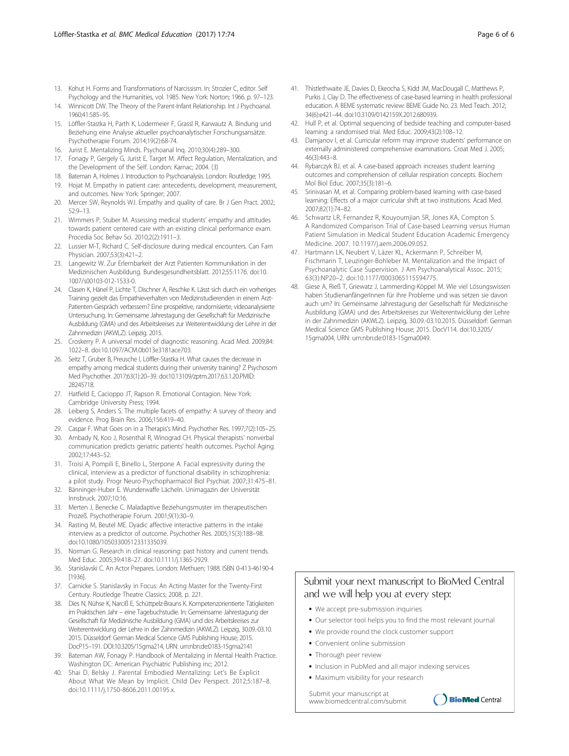13. Kohut H. Forms and Transformations of Narcissism. In: Strozier C, editor. Self Psychology and the Humanities, vol. 1985. New York: Norton; 1966. p. 97–123.
14. Winnicott DW. The Theory of the Parent-Infant Relationship. Int J Psychoanal. 1960;41:585–95.
15. Löffler-Stastka H, Parth K, Lodermeier F, Grassl R, Karwautz A. Bindung und Beziehung eine Analyse aktueller psychoanalytischer Forschungsansätze. Psychotherapie Forum. 2014;19(2):68-74.
16. Jurist E. Mentalizing Minds. Psychoanal Inq. 2010;30(4):289–300.
17. Fonagy P, Gergely G, Jurist E, Target M. Affect Regulation, Mentalization, and the Development of the Self. London: Karnac; 2004. (3)
18. Bateman A, Holmes J. Introduction to Psychoanalysis. London: Routledge; 1995.
19. Hojat M. Empathy in patient care: antecedents, development, measurement, and outcomes. New York: Springer; 2007.
20. Mercer SW, Reynolds WJ. Empathy and quality of care. Br J Gen Pract. 2002; 52:9–13.
21. Wimmers P, Stuber M. Assessing medical students' empathy and attitudes towards patient centered care with an existing clinical performance exam. Procedia Soc Behav Sci. 2010;2(2):1911–3.
22. Lussier M-T, Richard C. Self-disclosure during medical encounters. Can Fam Physician. 2007;53(3):421–2.
23. Langewitz W. Zur Erlernbarkeit der Arzt Patienten Kommunikation in der Medizinischen Ausbildung. Bundesgesundheitsblatt. 2012;55:1176. doi:10.1007/s00103-012-1533-0.
24. Clasen K, Hänel P, Lichte T, Dischner A, Reschke K. Lässt sich durch ein vorheriges Training gezielt das Empathieverhalten von Medizinstudierenden in einem Arzt-Patienten-Gespräch verbessern? Eine prospektive, randomisierte, videoanalysierte Untersuchung. In: Gemeinsame Jahrestagung der Gesellschaft für Medizinische Ausbildung (GMA) und des Arbeitskreises zur Weiterentwicklung der Lehre in der Zahnmedizin (AKWLZ). Leipzig. 2015.
25. Croskerry P. A universal model of diagnostic reasoning. Acad Med. 2009;84: 1022–8. doi:10.1097/ACM.0b013e3181ace703.
26. Seitz T, Gruber B, Preusche I, Löffler-Stastka H. What causes the decrease in empathy among medical students during their university training? Z Psychosom Med Psychother. 2017;63(1):20–39. doi:10.13109/zptm.2017.63.1.20.PMID: 28245718.
27. Hatfield E, Cacioppo JT, Rapson R. Emotional Contagion. New York: Cambridge University Press; 1994.
28. Leiberg S, Anders S. The multiple facets of empathy: A survey of theory and evidence. Prog Brain Res. 2006;156:419–40.
29. Caspar F. What Goes on in a Therapis's Mind. Psychother Res. 1997;7(2):105–25.
30. Ambady N, Koo J, Rosenthal R, Winograd CH. Physical therapists' nonverbal communication predicts geriatric patients' health outcomes. Psychol Aging. 2002;17:443–52.
31. Troisi A, Pompili E, Binello L, Sterpone A. Facial expressivity during the clinical, interview as a predictor of functional disability in schizophrenia: a pilot study. Progr Neuro-Psychopharmacol Biol Psychiat. 2007;31:475–81.
32. Bänninger-Huber E. Wunderwaffe Lächeln. Unimagazin der Universität Innsbruck. 2007;10:16.
33. Merten J, Benecke C. Maladaptive Beziehungsmuster im therapeutischen Prozeß. Psychotherapie Forum. 2001;9(1):30–9.
34. Rasting M, Beutel ME. Dyadic affective interactive patterns in the intake interview as a predictor of outcome. Psychother Res. 2005;15(3):188–98. doi:10.1080/10503300512331335039.
35. Norman G. Research in clinical reasoning: past history and current trends. Med Educ. 2005;39:418–27. doi:10.1111/j.1365-2929.
36. Stanislavski C. An Actor Prepares. London: Methuen; 1988. ISBN 0-413-46190-4 [1936].
37. Carnicke S. Stanislavsky in Focus: An Acting Master for the Twenty-First Century. Routledge Theatre Classics; 2008, p. 221.
38. Dies N, Nühse K, Narciß E, Schüttpelz-Brauns K. Kompetenzorientierte Tätigkeiten im Praktischen Jahr – eine Tagebuchstudie. In: Gemeinsame Jahrestagung der Gesellschaft für Medizinische Ausbildung (GMA) und des Arbeitskreises zur Weiterentwicklung der Lehre in der Zahnmedizin (AKWLZ). Leipzig, 30.09.-03.10. 2015. Düsseldorf: German Medical Science GMS Publishing House; 2015. DocP15–191. DOI:10.3205/15gma214, URN: urn:nbn:de:0183-15gma2141
39. Bateman AW, Fonagy P. Handbook of Mentalizing in Mental Health Practice. Washington DC: American Psychiatric Publishing inc; 2012.
40. Shai D, Belsky J. Parental Embodied Mentalizing: Let's Be Explicit About What We Mean by Implicit. Child Dev Perspect. 2012;5:187–8. doi:10.1111/j.1750-8606.2011.00195.x.
41. Thistlethwaite JE, Davies D, Ekeocha S, Kidd JM, MacDougall C, Matthews P, Purkis J, Clay D. The effectiveness of case-based learning in health professional education. A BEME systematic review: BEME Guide No. 23. Med Teach. 2012; 34(6):e421–44. doi:10.3109/0142159X.2012.680939.
42. Hull P, et al. Optimal sequencing of bedside teaching and computer-based learning: a randomised trial. Med Educ. 2009;43(2):108–12.
43. Damjanov I, et al. Curricular reform may improve students' performance on externally administered comprehensive examinations. Croat Med J. 2005; 46(3):443–8.
44. Rybarczyk BJ, et al. A case-based approach increases student learning outcomes and comprehension of cellular respiration concepts. Biochem Mol Biol Educ. 2007;35(3):181–6.
45. Srinivasan M, et al. Comparing problem-based learning with case-based learning: Effects of a major curricular shift at two institutions. Acad Med. 2007;82(1):74–82.
46. Schwartz LR, Fernandez R, Kouyoumjian SR, Jones KA, Compton S. A Randomized Comparison Trial of Case-based Learning versus Human Patient Simulation in Medical Student Education Academic Emergency Medicine. 2007. 10.1197/j.aem.2006.09.052.
47. Hartmann LK, Neubert V, Läzer KL, Ackermann P, Schreiber M, Fischmann T, Leuzinger-Bohleber M. Mentalization and the Impact of Psychoanalytic Case Supervision. J Am Psychoanalytical Assoc. 2015; 63(3):NP20–2. doi:10.1177/0003065115594775.
48. Giese A, Rieß T, Griewatz J, Lammerding-Köppel M. Wie viel Lösungswissen haben StudienanfängerInnen für ihre Probleme und was setzen sie davon auch um? In: Gemeinsame Jahrestagung der Gesellschaft für Medizinische Ausbildung (GMA) und des Arbeitskreises zur Weiterentwicklung der Lehre in der Zahnmedizin (AKWLZ). Leipzig, 30.09.-03.10.2015. Düsseldorf: German Medical Science GMS Publishing House; 2015. DocV114. doi:10.3205/15gma004, URN: urn:nbn:de:0183-15gma0049.

Submit your next manuscript to BioMed Central and we will help you at every step:

- We accept pre-submission inquiries
- Our selector tool helps you to find the most relevant journal
- We provide round the clock customer support
- Convenient online submission
- Thorough peer review
- Inclusion in PubMed and all major indexing services
- Maximum visibility for your research

Submit your manuscript at www.biomedcentral.com/submit

BioMed Central